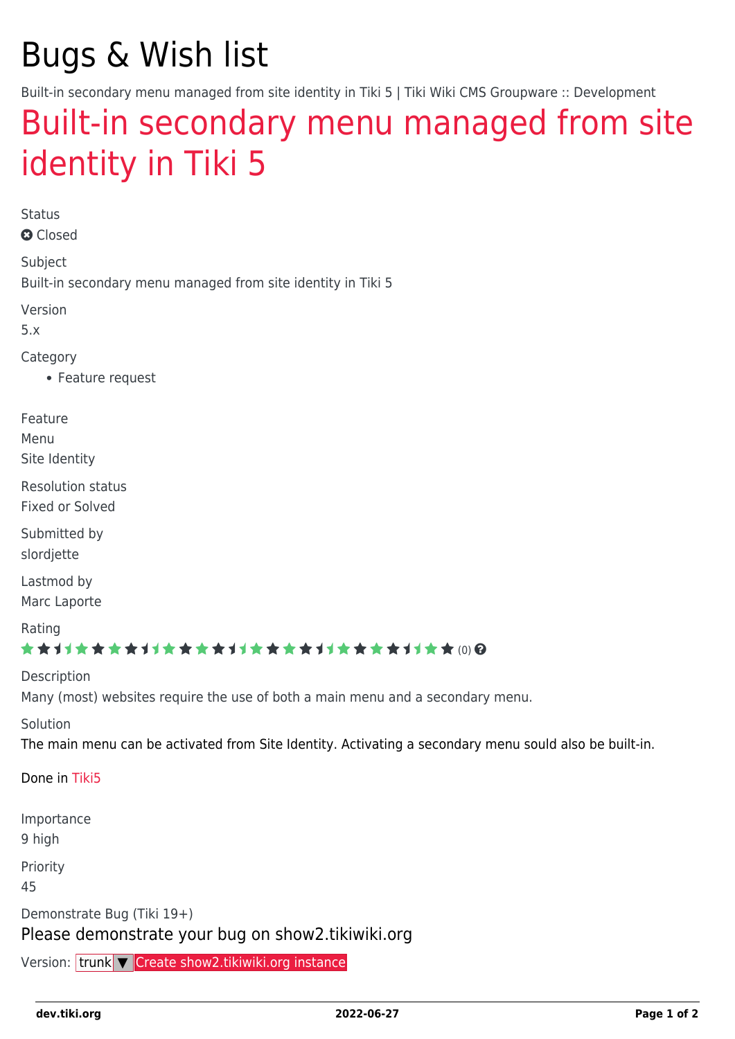# Bugs & Wish list

Built-in secondary menu managed from site identity in Tiki 5 | Tiki Wiki CMS Groupware :: Development

## Built-in secondary menu managed from site identity in Tiki 5

Status

Closed

Subject

Built-in secondary menu managed from site identity in Tiki 5

Version

5.x

Category

- Feature request

Feature

Menu
Site Identity

Resolution status

Fixed or Solved

Submitted by

slordjette

Lastmod by

Marc Laporte

Rating

(0)

Description

Many (most) websites require the use of both a main menu and a secondary menu.

Solution

The main menu can be activated from Site Identity. Activating a secondary menu sould also be built-in.

Done in Tiki5

Importance

9 high

Priority

45

Demonstrate Bug (Tiki 19+)

Please demonstrate your bug on show2.tikiwiki.org

Version: trunk ▼ Create show2.tikiwiki.org instance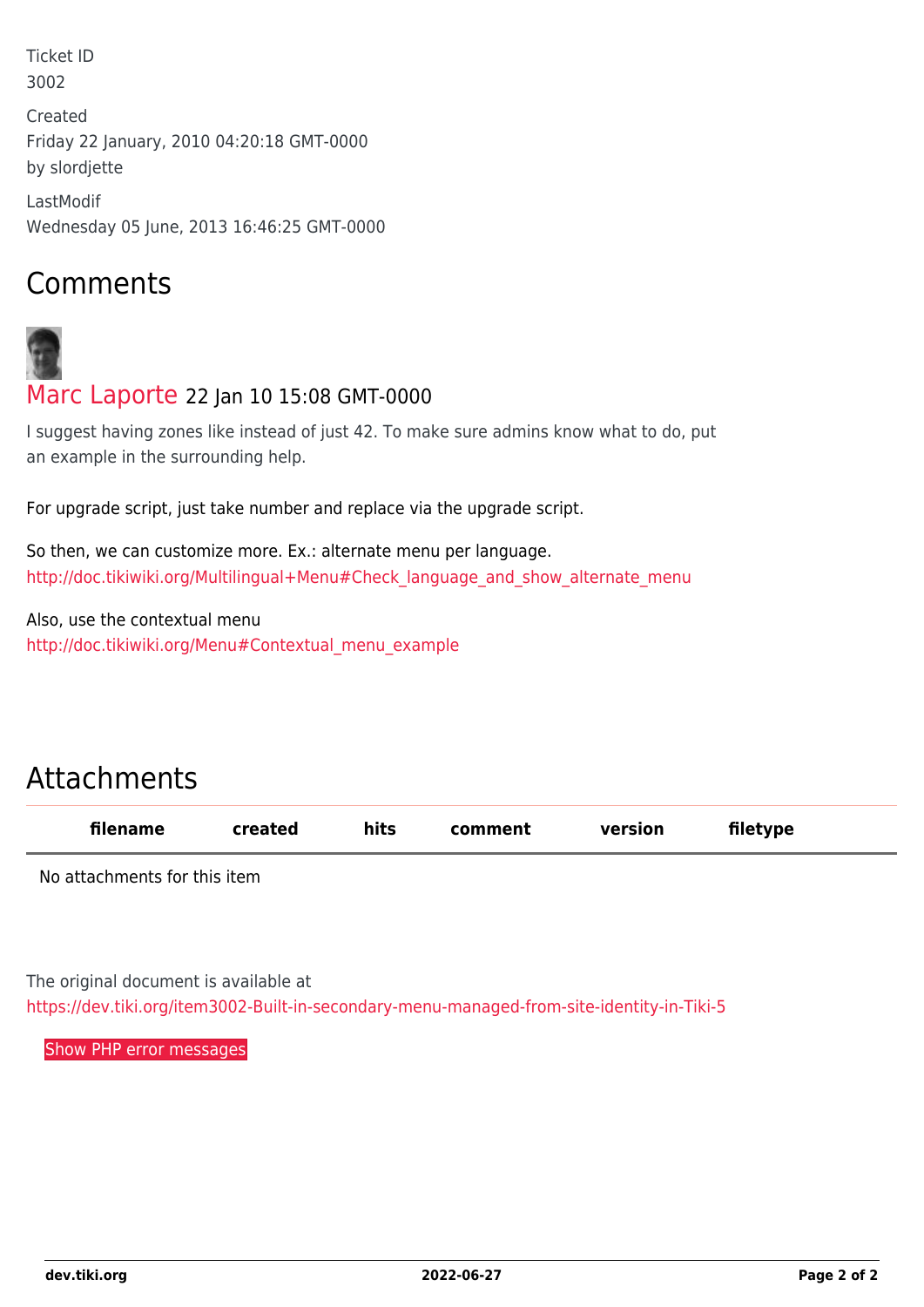Ticket ID
3002

Created
Friday 22 January, 2010 04:20:18 GMT-0000
by slordjette

LastModif
Wednesday 05 June, 2013 16:46:25 GMT-0000

## Comments

Marc Laporte 22 Jan 10 15:08 GMT-0000

I suggest having zones like instead of just 42. To make sure admins know what to do, put an example in the surrounding help.

For upgrade script, just take number and replace via the upgrade script.

So then, we can customize more. Ex.: alternate menu per language.
http://doc.tikiwiki.org/Multilingual+Menu#Check_language_and_show_alternate_menu

Also, use the contextual menu
http://doc.tikiwiki.org/Menu#Contextual_menu_example

## Attachments

| filename | created | hits | comment | version | filetype |
|---|---|---|---|---|---|
| No attachments for this item | | | | | |

The original document is available at
https://dev.tiki.org/item3002-Built-in-secondary-menu-managed-from-site-identity-in-Tiki-5

Show PHP error messages